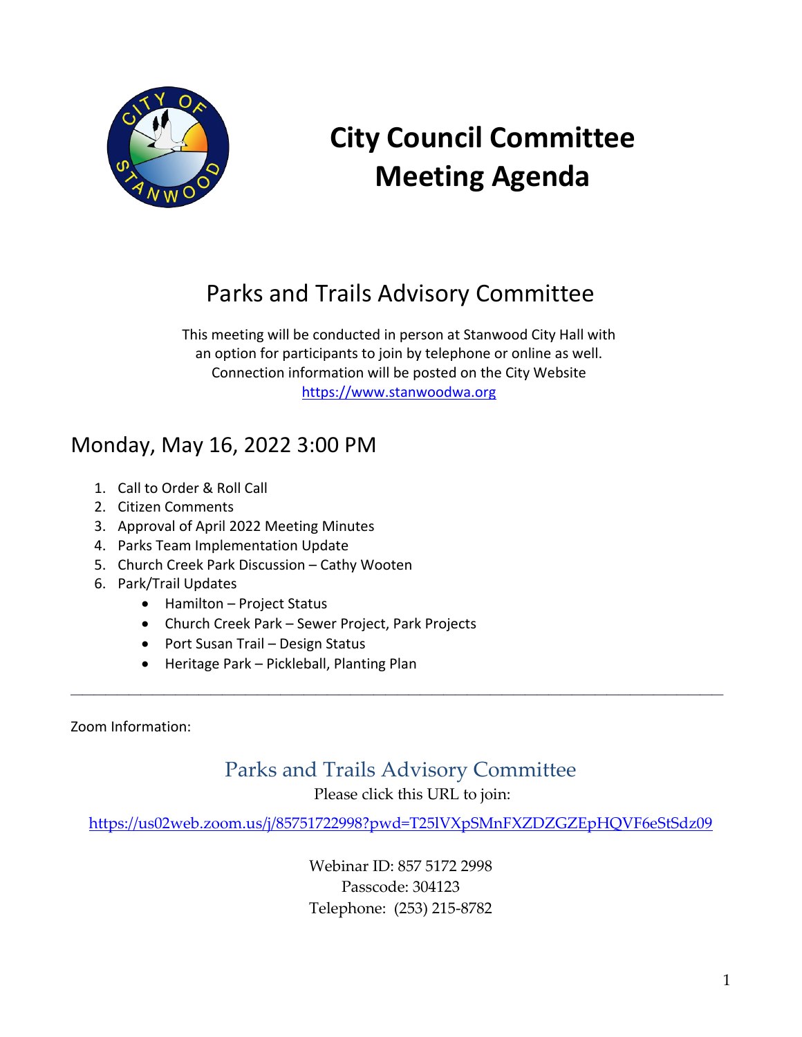# City Council Committee Meeting Agenda

## Parks and Trails Advisory Committee

This meeting will be conducted in person at Stanwood City Hall with an option for participants to join by telephone or online as well. Connection information will be posted on the City Website [https://www.stanwoodwa.org](https://www.stanwoodwa.org)

## Monday, May 16, 2022 3:00 PM

1. Call to Order & Roll Call
2. Citizen Comments
3. Approval of April 2022 Meeting Minutes
4. Parks Team Implementation Update
5. Church Creek Park Discussion – Cathy Wooten
6. Park/Trail Updates
   - Hamilton – Project Status
   - Church Creek Park – Sewer Project, Park Projects
   - Port Susan Trail – Design Status
   - Heritage Park – Pickleball, Planting Plan

---

Zoom Information:

### Parks and Trails Advisory Committee

Please click this URL to join:

[https://us02web.zoom.us/j/85751722998?pwd=T25lVXpSMnFXZDZGZEpHQVF6eStSdz09](https://us02web.zoom.us/j/85751722998?pwd=T25lVXpSMnFXZDZGZEpHQVF6eStSdz09)

Webinar ID: 857 5172 2998
Passcode: 304123
Telephone: (253) 215-8782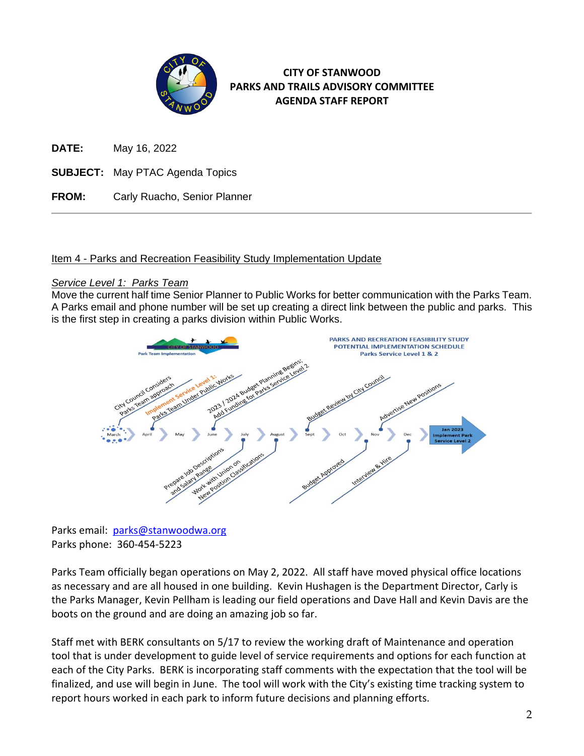# CITY OF STANWOOD
# PARKS AND TRAILS ADVISORY COMMITTEE
# AGENDA STAFF REPORT

**DATE:** May 16, 2022

**SUBJECT:** May PTAC Agenda Topics

**FROM:** Carly Ruacho, Senior Planner

---

## Item 4 - Parks and Recreation Feasibility Study Implementation Update

*Service Level 1: Parks Team*

Move the current half time Senior Planner to Public Works for better communication with the Parks Team. A Parks email and phone number will be set up creating a direct link between the public and parks. This is the first step in creating a parks division within Public Works.

CITY OF STANWOOD
Park Team Implementation

PARKS AND RECREATION FEASIBILITY STUDY
POTENTIAL IMPLEMENTATION SCHEDULE
Parks Service Level 1 & 2

- March – City Council Considers Parks Team approach
- April – Implement Service Level 1: Parks Team Under Public Works
- May
- June – 2023 / 2024 Budget Planning Begins; Add Funding for Parks Service Level 2
- July – Prepare Job Descriptions and Salary Range
- August – Work with Union on New Position Classifications
- Sept – Budget Review by City Council
- Oct
- Nov – Budget Approved; Advertise New Positions
- Dec – Interview & Hire
- Jan 2023 – Implement Park Service Level 2

Parks email: [parks@stanwoodwa.org](mailto:parks@stanwoodwa.org)
Parks phone: 360-454-5223

Parks Team officially began operations on May 2, 2022. All staff have moved physical office locations as necessary and are all housed in one building. Kevin Hushagen is the Department Director, Carly is the Parks Manager, Kevin Pellham is leading our field operations and Dave Hall and Kevin Davis are the boots on the ground and are doing an amazing job so far.

Staff met with BERK consultants on 5/17 to review the working draft of Maintenance and operation tool that is under development to guide level of service requirements and options for each function at each of the City Parks. BERK is incorporating staff comments with the expectation that the tool will be finalized, and use will begin in June. The tool will work with the City's existing time tracking system to report hours worked in each park to inform future decisions and planning efforts.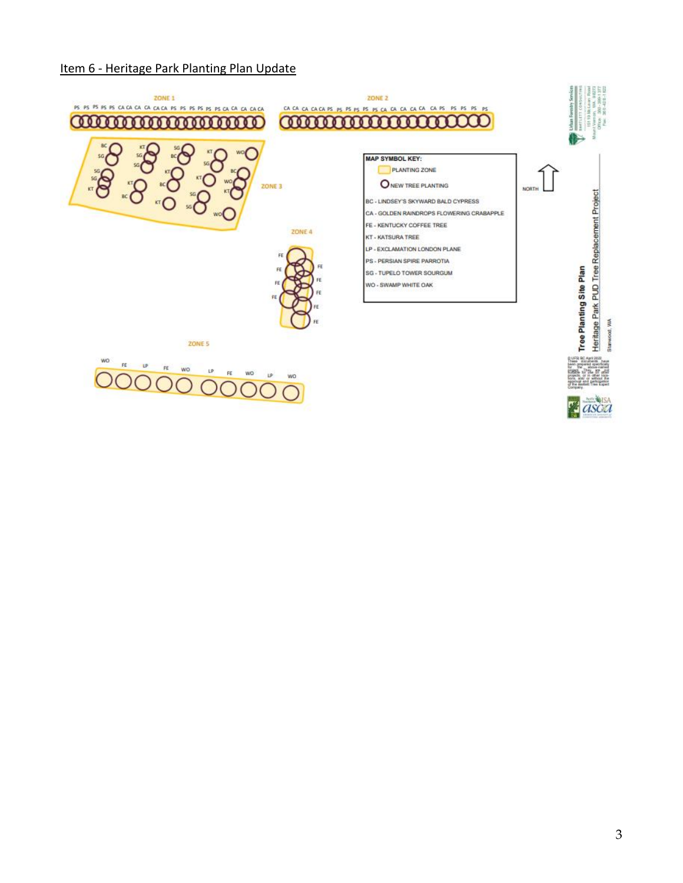## Item 6 - Heritage Park Planting Plan Update

ZONE 1

PS PS PS PS PS CA CA CA CA CA CA PS PS PS PS PS PS CA CA CA CA CA

ZONE 2

CA CA CA CA CA PS PS PS PS PS PS CA CA CA CA CA CA PS PS PS PS PS

ZONE 3

ZONE 4

ZONE 5

WO FE LP FE WO LP FE WO LP WO

**MAP SYMBOL KEY:**

- PLANTING ZONE
- NEW TREE PLANTING

BC - LINDSEY'S SKYWARD BALD CYPRESS

CA - GOLDEN RAINDROPS FLOWERING CRABAPPLE

FE - KENTUCKY COFFEE TREE

KT - KATSURA TREE

LP - EXCLAMATION LONDON PLANE

PS - PERSIAN SPIRE PARROTIA

SG - TUPELO TOWER SOURGUM

WO - SWAMP WHITE OAK

NORTH

**Tree Planting Site Plan**

Heritage Park PUD Tree Replacement Project

Stanwood, WA

Urban Forestry Services
BARTLETT CONSULTING
15119 McLean Road
Mount Vernon, WA 98273
Office: 360-399-1377
Fax: 360-428-1822

©UFS BC April 2022
These documents have been prepared specifically for the above-named project. They are not suitable for use on other projects, or in other locations, and/or without the approval and participation of the Bartlett Tree Expert Company.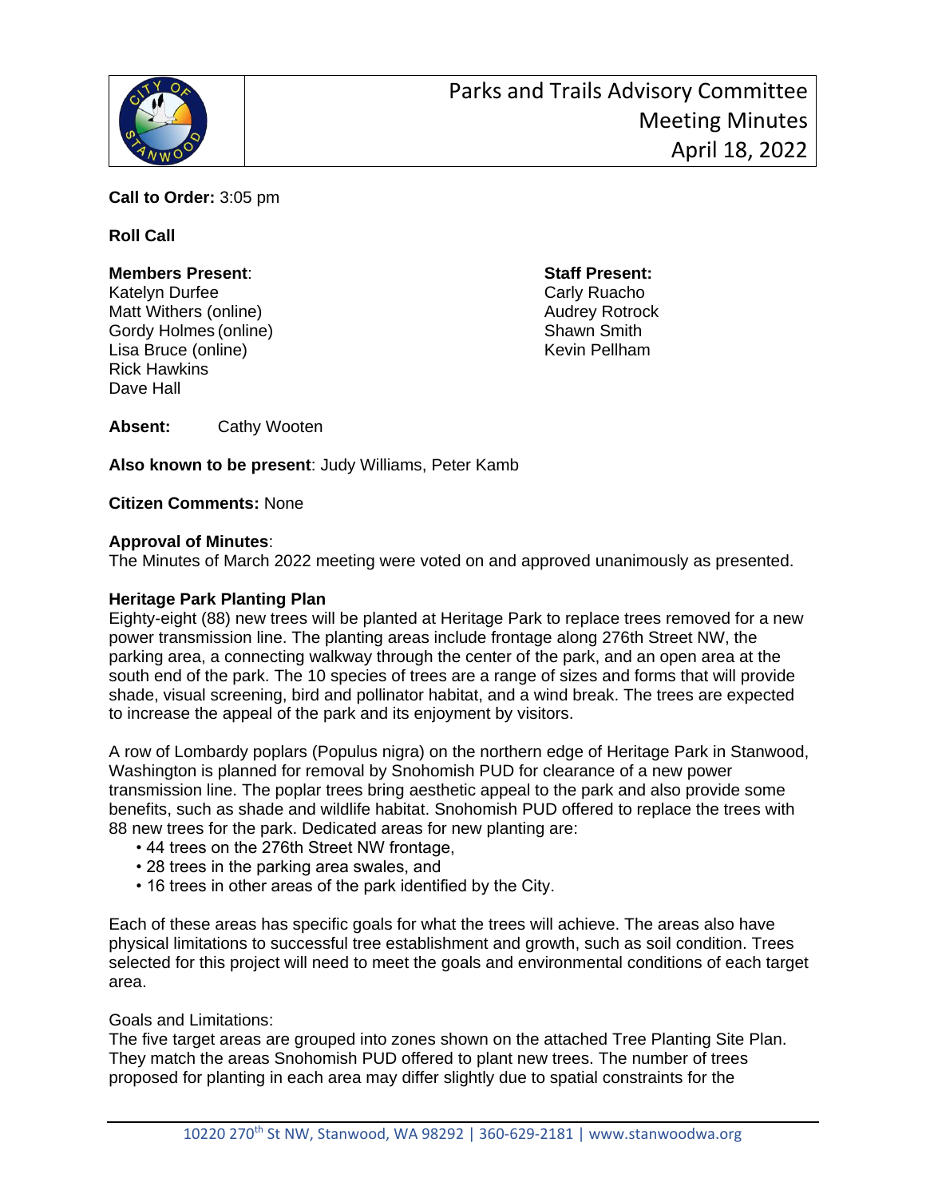# Parks and Trails Advisory Committee Meeting Minutes April 18, 2022

**Call to Order:** 3:05 pm

**Roll Call**

**Members Present**:
Katelyn Durfee
Matt Withers (online)
Gordy Holmes (online)
Lisa Bruce (online)
Rick Hawkins
Dave Hall

**Staff Present:**
Carly Ruacho
Audrey Rotrock
Shawn Smith
Kevin Pellham

**Absent:** Cathy Wooten

**Also known to be present**: Judy Williams, Peter Kamb

**Citizen Comments:** None

**Approval of Minutes**:
The Minutes of March 2022 meeting were voted on and approved unanimously as presented.

**Heritage Park Planting Plan**
Eighty-eight (88) new trees will be planted at Heritage Park to replace trees removed for a new power transmission line. The planting areas include frontage along 276th Street NW, the parking area, a connecting walkway through the center of the park, and an open area at the south end of the park. The 10 species of trees are a range of sizes and forms that will provide shade, visual screening, bird and pollinator habitat, and a wind break. The trees are expected to increase the appeal of the park and its enjoyment by visitors.

A row of Lombardy poplars (Populus nigra) on the northern edge of Heritage Park in Stanwood, Washington is planned for removal by Snohomish PUD for clearance of a new power transmission line. The poplar trees bring aesthetic appeal to the park and also provide some benefits, such as shade and wildlife habitat. Snohomish PUD offered to replace the trees with 88 new trees for the park. Dedicated areas for new planting are:

- 44 trees on the 276th Street NW frontage,
- 28 trees in the parking area swales, and
- 16 trees in other areas of the park identified by the City.

Each of these areas has specific goals for what the trees will achieve. The areas also have physical limitations to successful tree establishment and growth, such as soil condition. Trees selected for this project will need to meet the goals and environmental conditions of each target area.

Goals and Limitations:
The five target areas are grouped into zones shown on the attached Tree Planting Site Plan. They match the areas Snohomish PUD offered to plant new trees. The number of trees proposed for planting in each area may differ slightly due to spatial constraints for the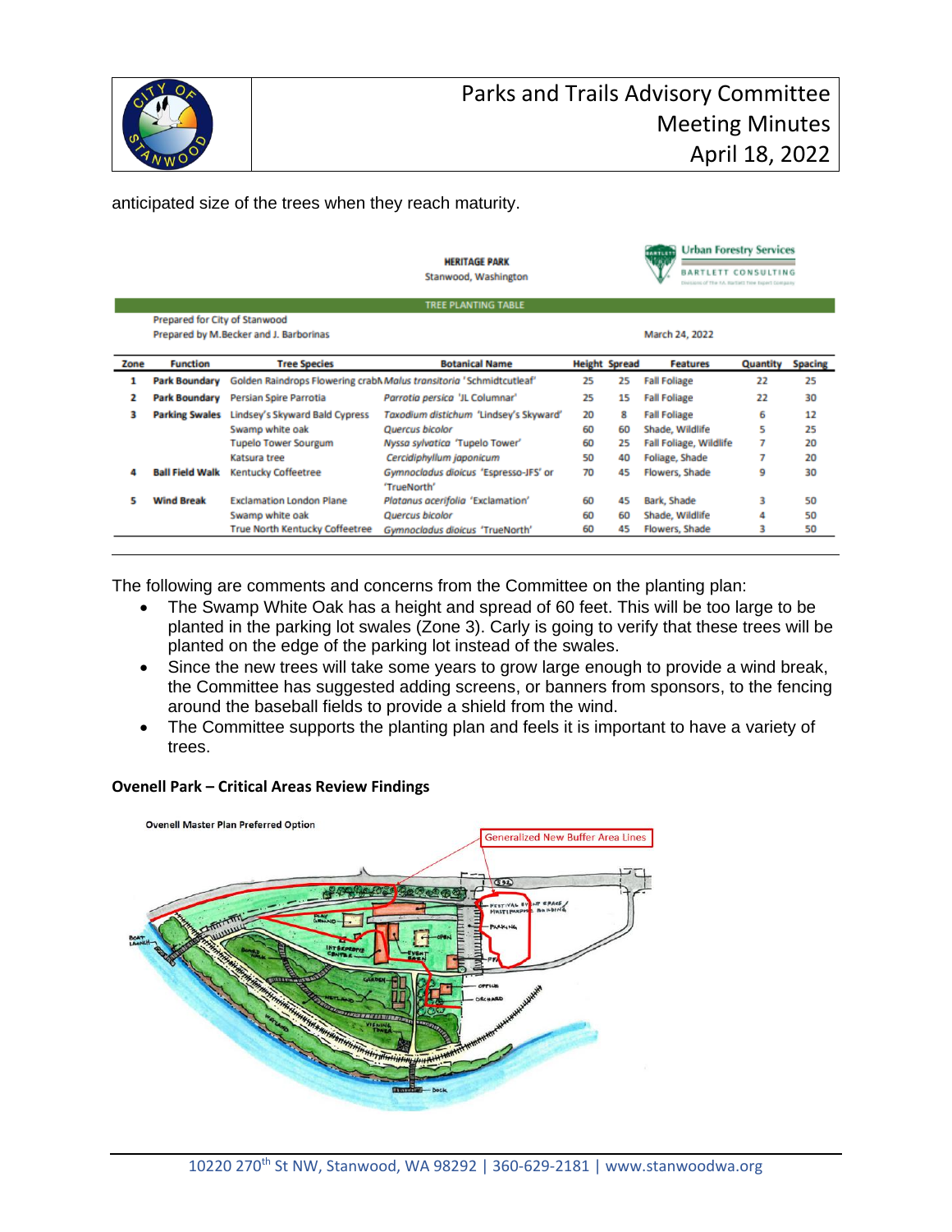anticipated size of the trees when they reach maturity.

**HERITAGE PARK**
Stanwood, Washington

Urban Forestry Services
BARTLETT CONSULTING

**TREE PLANTING TABLE**

Prepared for City of Stanwood
Prepared by M.Becker and J. Barborinas

March 24, 2022

| Zone | Function | Tree Species | Botanical Name | Height | Spread | Features | Quantity | Spacing |
|---|---|---|---|---|---|---|---|---|
| 1 | **Park Boundary** | Golden Raindrops Flowering crab | *Malus transitoria* 'Schmidtcutleaf' | 25 | 25 | Fall Foliage | 22 | 25 |
| 2 | **Park Boundary** | Persian Spire Parrotia | *Parrotia persica* 'JL Columnar' | 25 | 15 | Fall Foliage | 22 | 30 |
| 3 | **Parking Swales** | Lindsey's Skyward Bald Cypress | *Taxodium distichum* 'Lindsey's Skyward' | 20 | 8 | Fall Foliage | 6 | 12 |
| | | Swamp white oak | *Quercus bicolor* | 60 | 60 | Shade, Wildlife | 5 | 25 |
| | | Tupelo Tower Sourgum | *Nyssa sylvatica* 'Tupelo Tower' | 60 | 25 | Fall Foliage, Wildlife | 7 | 20 |
| | | Katsura tree | *Cercidiphyllum japonicum* | 50 | 40 | Foliage, Shade | 7 | 20 |
| 4 | **Ball Field Walk** | Kentucky Coffeetree | *Gymnocladus dioicus* 'Espresso-JFS' or 'TrueNorth' | 70 | 45 | Flowers, Shade | 9 | 30 |
| 5 | **Wind Break** | Exclamation London Plane | *Platanus acerifolia* 'Exclamation' | 60 | 45 | Bark, Shade | 3 | 50 |
| | | Swamp white oak | *Quercus bicolor* | 60 | 60 | Shade, Wildlife | 4 | 50 |
| | | True North Kentucky Coffeetree | *Gymnocladus dioicus* 'TrueNorth' | 60 | 45 | Flowers, Shade | 3 | 50 |

The following are comments and concerns from the Committee on the planting plan:

- The Swamp White Oak has a height and spread of 60 feet. This will be too large to be planted in the parking lot swales (Zone 3). Carly is going to verify that these trees will be planted on the edge of the parking lot instead of the swales.
- Since the new trees will take some years to grow large enough to provide a wind break, the Committee has suggested adding screens, or banners from sponsors, to the fencing around the baseball fields to provide a shield from the wind.
- The Committee supports the planting plan and feels it is important to have a variety of trees.

**Ovenell Park – Critical Areas Review Findings**

Ovenell Master Plan Preferred Option

Generalized New Buffer Area Lines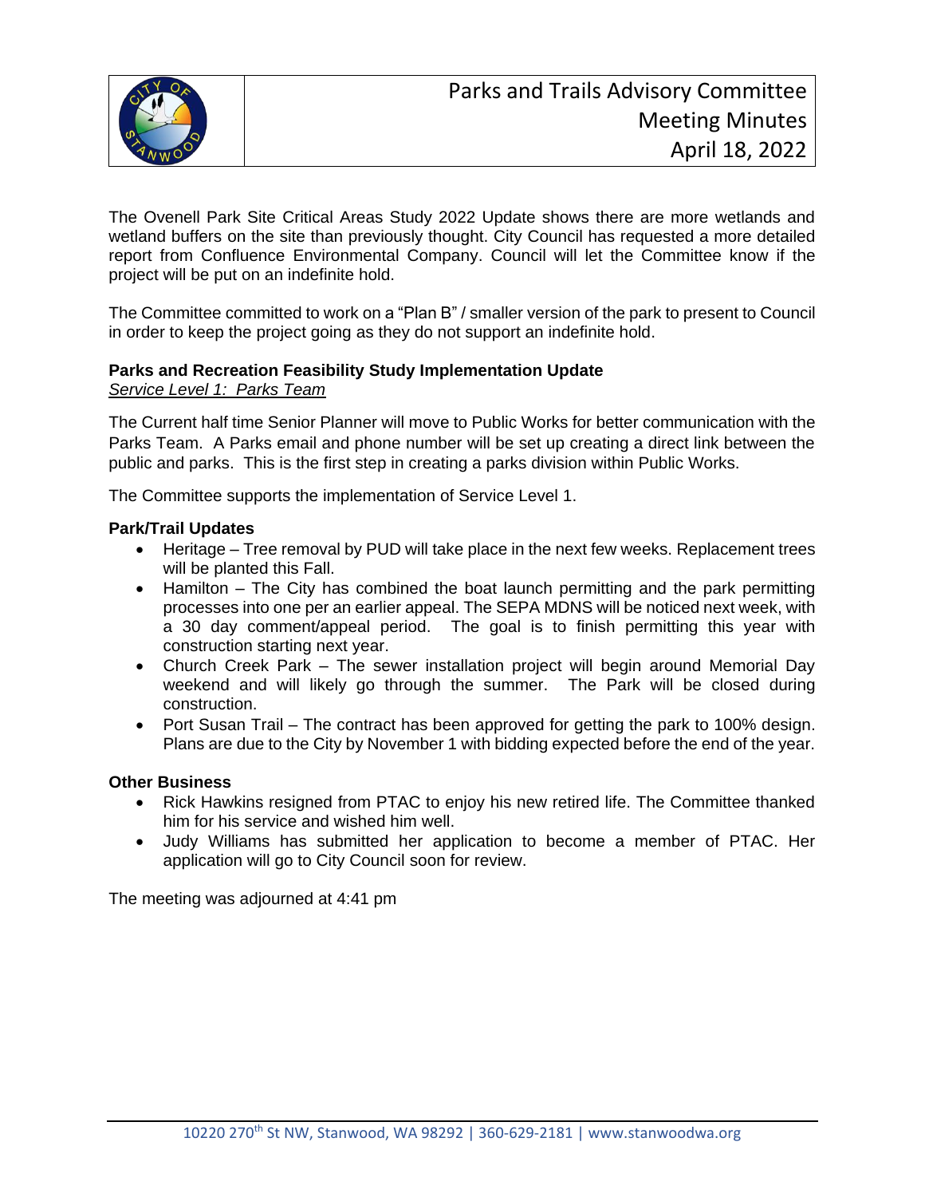The Ovenell Park Site Critical Areas Study 2022 Update shows there are more wetlands and wetland buffers on the site than previously thought. City Council has requested a more detailed report from Confluence Environmental Company. Council will let the Committee know if the project will be put on an indefinite hold.

The Committee committed to work on a "Plan B" / smaller version of the park to present to Council in order to keep the project going as they do not support an indefinite hold.

**Parks and Recreation Feasibility Study Implementation Update**
*Service Level 1: Parks Team*

The Current half time Senior Planner will move to Public Works for better communication with the Parks Team. A Parks email and phone number will be set up creating a direct link between the public and parks. This is the first step in creating a parks division within Public Works.

The Committee supports the implementation of Service Level 1.

**Park/Trail Updates**

- Heritage – Tree removal by PUD will take place in the next few weeks. Replacement trees will be planted this Fall.
- Hamilton – The City has combined the boat launch permitting and the park permitting processes into one per an earlier appeal. The SEPA MDNS will be noticed next week, with a 30 day comment/appeal period. The goal is to finish permitting this year with construction starting next year.
- Church Creek Park – The sewer installation project will begin around Memorial Day weekend and will likely go through the summer. The Park will be closed during construction.
- Port Susan Trail – The contract has been approved for getting the park to 100% design. Plans are due to the City by November 1 with bidding expected before the end of the year.

**Other Business**

- Rick Hawkins resigned from PTAC to enjoy his new retired life. The Committee thanked him for his service and wished him well.
- Judy Williams has submitted her application to become a member of PTAC. Her application will go to City Council soon for review.

The meeting was adjourned at 4:41 pm